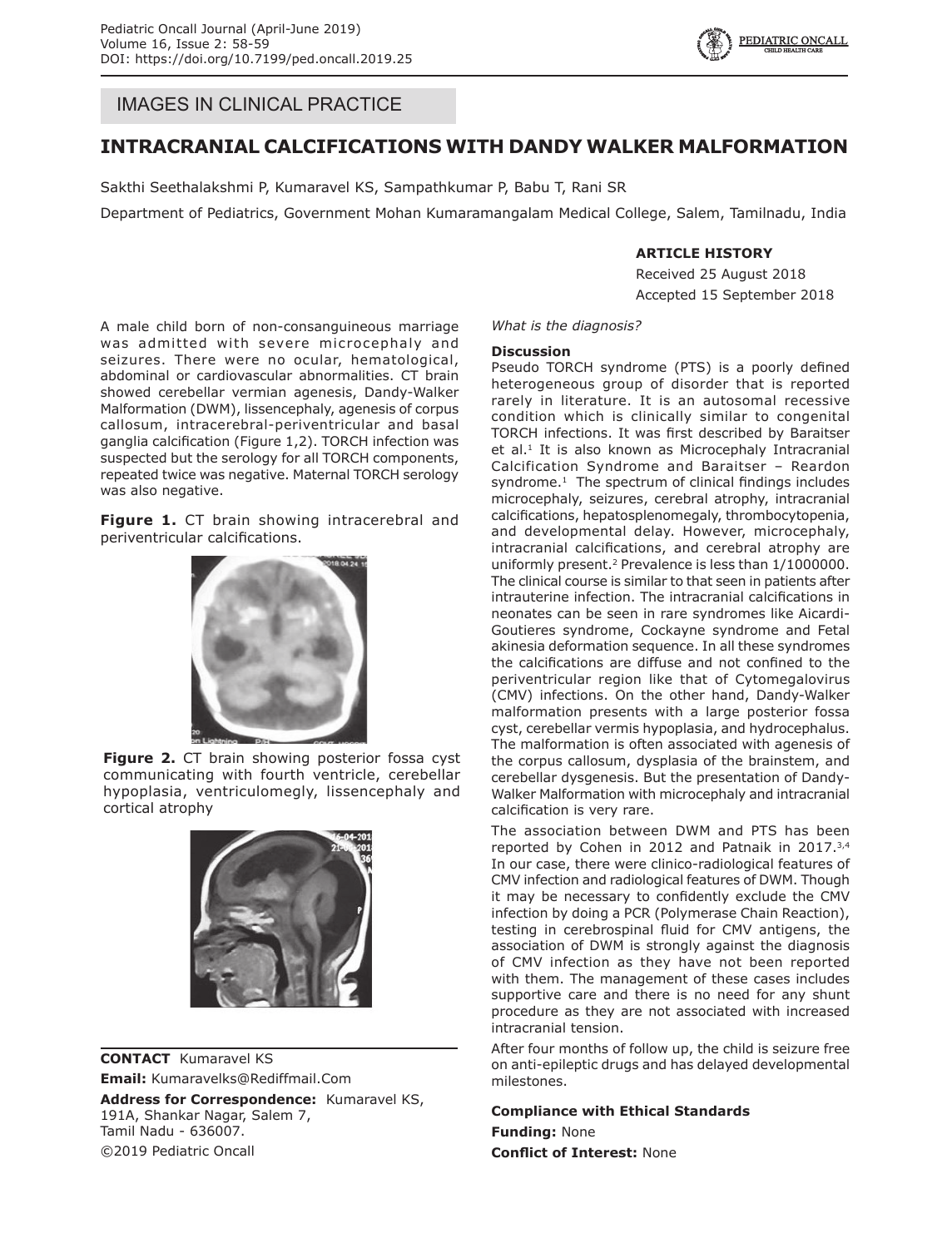IMAGES IN CLINICAL PRACTICE

# INTRACRANIAL CALCIFICATIONS WITH DANDY WALKER MALFORMATION

Sakthi Seethalakshmi P, Kumaravel KS, Sampathkumar P, Babu T, Rani SR

Department of Pediatrics, Government Mohan Kumaramangalam Medical College, Salem, Tamilnadu, India

**ARTICLE HISTORY**

Received 25 August 2018

Accepted 15 September 2018

A male child born of non-consanguineous marriage was admitted with severe microcephaly and seizures. There were no ocular, hematological, abdominal or cardiovascular abnormalities. CT brain showed cerebellar vermian agenesis, Dandy-Walker Malformation (DWM), lissencephaly, agenesis of corpus callosum, intracerebral-periventricular and basal ganglia calcification (Figure 1,2). TORCH infection was suspected but the serology for all TORCH components, repeated twice was negative. Maternal TORCH serology was also negative.

**Figure 1.** CT brain showing intracerebral and periventricular calcifications.

**Figure 2.** CT brain showing posterior fossa cyst communicating with fourth ventricle, cerebellar hypoplasia, ventriculomegly, lissencephaly and cortical atrophy

*What is the diagnosis?*

**Discussion**

Pseudo TORCH syndrome (PTS) is a poorly defined heterogeneous group of disorder that is reported rarely in literature. It is an autosomal recessive condition which is clinically similar to congenital TORCH infections. It was first described by Baraitser et al.[1] It is also known as Microcephaly Intracranial Calcification Syndrome and Baraitser – Reardon syndrome.[1] The spectrum of clinical findings includes microcephaly, seizures, cerebral atrophy, intracranial calcifications, hepatosplenomegaly, thrombocytopenia, and developmental delay. However, microcephaly, intracranial calcifications, and cerebral atrophy are uniformly present.[2] Prevalence is less than 1/1000000. The clinical course is similar to that seen in patients after intrauterine infection. The intracranial calcifications in neonates can be seen in rare syndromes like Aicardi-Goutieres syndrome, Cockayne syndrome and Fetal akinesia deformation sequence. In all these syndromes the calcifications are diffuse and not confined to the periventricular region like that of Cytomegalovirus (CMV) infections. On the other hand, Dandy-Walker malformation presents with a large posterior fossa cyst, cerebellar vermis hypoplasia, and hydrocephalus. The malformation is often associated with agenesis of the corpus callosum, dysplasia of the brainstem, and cerebellar dysgenesis. But the presentation of Dandy-Walker Malformation with microcephaly and intracranial calcification is very rare.

The association between DWM and PTS has been reported by Cohen in 2012 and Patnaik in 2017.[3,4] In our case, there were clinico-radiological features of CMV infection and radiological features of DWM. Though it may be necessary to confidently exclude the CMV infection by doing a PCR (Polymerase Chain Reaction), testing in cerebrospinal fluid for CMV antigens, the association of DWM is strongly against the diagnosis of CMV infection as they have not been reported with them. The management of these cases includes supportive care and there is no need for any shunt procedure as they are not associated with increased intracranial tension.

After four months of follow up, the child is seizure free on anti-epileptic drugs and has delayed developmental milestones.

**Compliance with Ethical Standards**

**Funding:** None

**Conflict of Interest:** None

**CONTACT** Kumaravel KS

**Email:** Kumaravelks@Rediffmail.Com

**Address for Correspondence:** Kumaravel KS, 191A, Shankar Nagar, Salem 7, Tamil Nadu - 636007.

©2019 Pediatric Oncall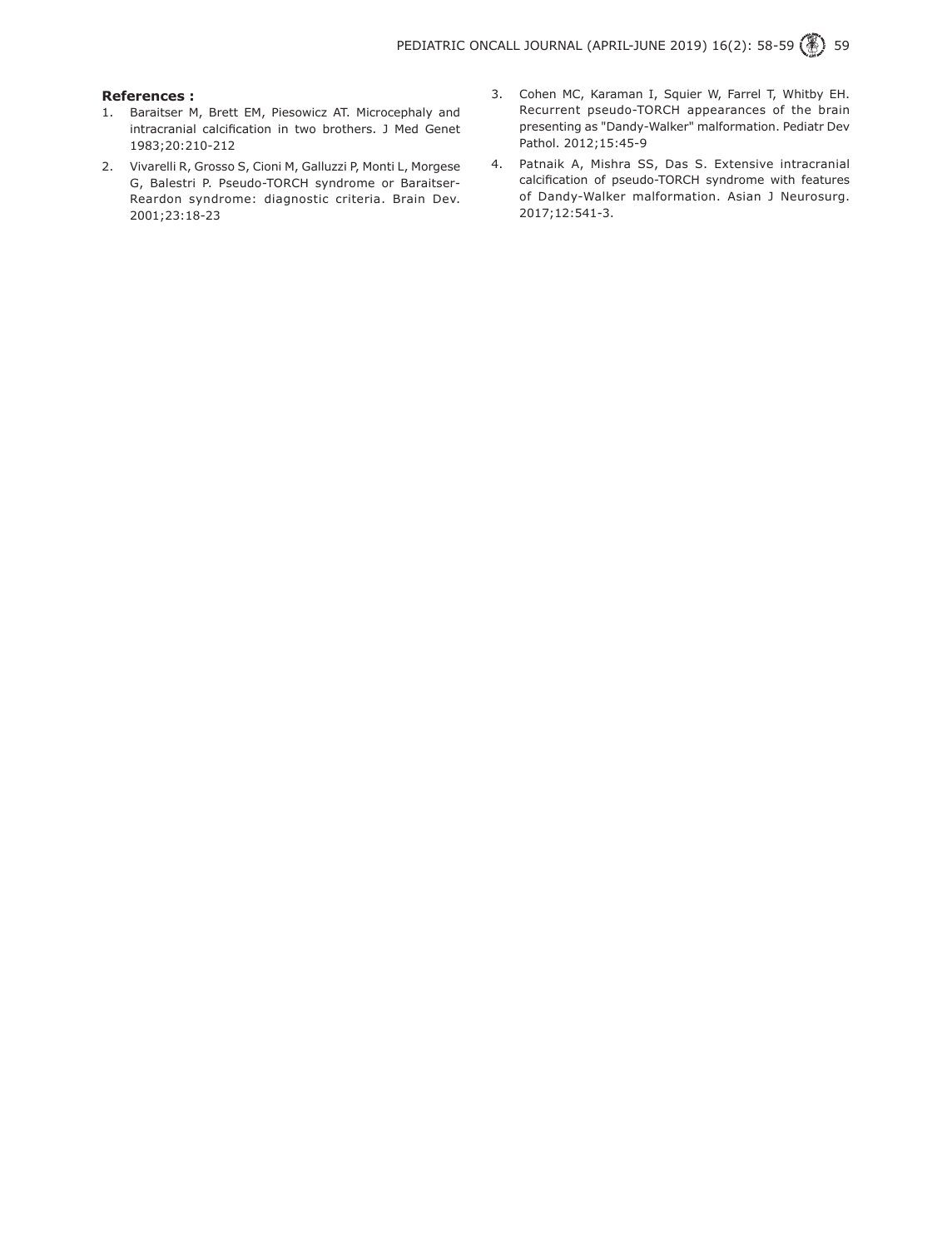**References :**

1. Baraitser M, Brett EM, Piesowicz AT. Microcephaly and intracranial calcification in two brothers. J Med Genet 1983;20:210-212
2. Vivarelli R, Grosso S, Cioni M, Galluzzi P, Monti L, Morgese G, Balestri P. Pseudo-TORCH syndrome or Baraitser-Reardon syndrome: diagnostic criteria. Brain Dev. 2001;23:18-23
3. Cohen MC, Karaman I, Squier W, Farrel T, Whitby EH. Recurrent pseudo-TORCH appearances of the brain presenting as "Dandy-Walker" malformation. Pediatr Dev Pathol. 2012;15:45-9
4. Patnaik A, Mishra SS, Das S. Extensive intracranial calcification of pseudo-TORCH syndrome with features of Dandy-Walker malformation. Asian J Neurosurg. 2017;12:541-3.